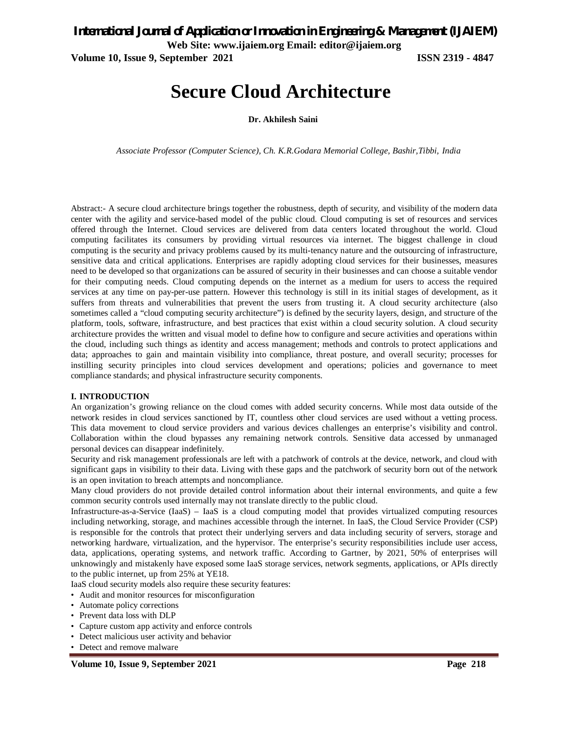# Secure Cloud Architecture

**Dr. Akhilesh Saini**

*Associate Professor (Computer Science), Ch. K.R.Godara Memorial College, Bashir,Tibbi, India*

Abstract:- A secure cloud architecture brings together the robustness, depth of security, and visibility of the modern data center with the agility and service-based model of the public cloud. Cloud computing is set of resources and services offered through the Internet. Cloud services are delivered from data centers located throughout the world. Cloud computing facilitates its consumers by providing virtual resources via internet. The biggest challenge in cloud computing is the security and privacy problems caused by its multi-tenancy nature and the outsourcing of infrastructure, sensitive data and critical applications. Enterprises are rapidly adopting cloud services for their businesses, measures need to be developed so that organizations can be assured of security in their businesses and can choose a suitable vendor for their computing needs. Cloud computing depends on the internet as a medium for users to access the required services at any time on pay-per-use pattern. However this technology is still in its initial stages of development, as it suffers from threats and vulnerabilities that prevent the users from trusting it. A cloud security architecture (also sometimes called a "cloud computing security architecture") is defined by the security layers, design, and structure of the platform, tools, software, infrastructure, and best practices that exist within a cloud security solution. A cloud security architecture provides the written and visual model to define how to configure and secure activities and operations within the cloud, including such things as identity and access management; methods and controls to protect applications and data; approaches to gain and maintain visibility into compliance, threat posture, and overall security; processes for instilling security principles into cloud services development and operations; policies and governance to meet compliance standards; and physical infrastructure security components.

## I. INTRODUCTION

An organization's growing reliance on the cloud comes with added security concerns. While most data outside of the network resides in cloud services sanctioned by IT, countless other cloud services are used without a vetting process. This data movement to cloud service providers and various devices challenges an enterprise's visibility and control. Collaboration within the cloud bypasses any remaining network controls. Sensitive data accessed by unmanaged personal devices can disappear indefinitely.

Security and risk management professionals are left with a patchwork of controls at the device, network, and cloud with significant gaps in visibility to their data. Living with these gaps and the patchwork of security born out of the network is an open invitation to breach attempts and noncompliance.

Many cloud providers do not provide detailed control information about their internal environments, and quite a few common security controls used internally may not translate directly to the public cloud.

Infrastructure-as-a-Service (IaaS) – IaaS is a cloud computing model that provides virtualized computing resources including networking, storage, and machines accessible through the internet. In IaaS, the Cloud Service Provider (CSP) is responsible for the controls that protect their underlying servers and data including security of servers, storage and networking hardware, virtualization, and the hypervisor. The enterprise's security responsibilities include user access, data, applications, operating systems, and network traffic. According to Gartner, by 2021, 50% of enterprises will unknowingly and mistakenly have exposed some IaaS storage services, network segments, applications, or APIs directly to the public internet, up from 25% at YE18.

IaaS cloud security models also require these security features:

- Audit and monitor resources for misconfiguration
- Automate policy corrections
- Prevent data loss with DLP
- Capture custom app activity and enforce controls
- Detect malicious user activity and behavior
- Detect and remove malware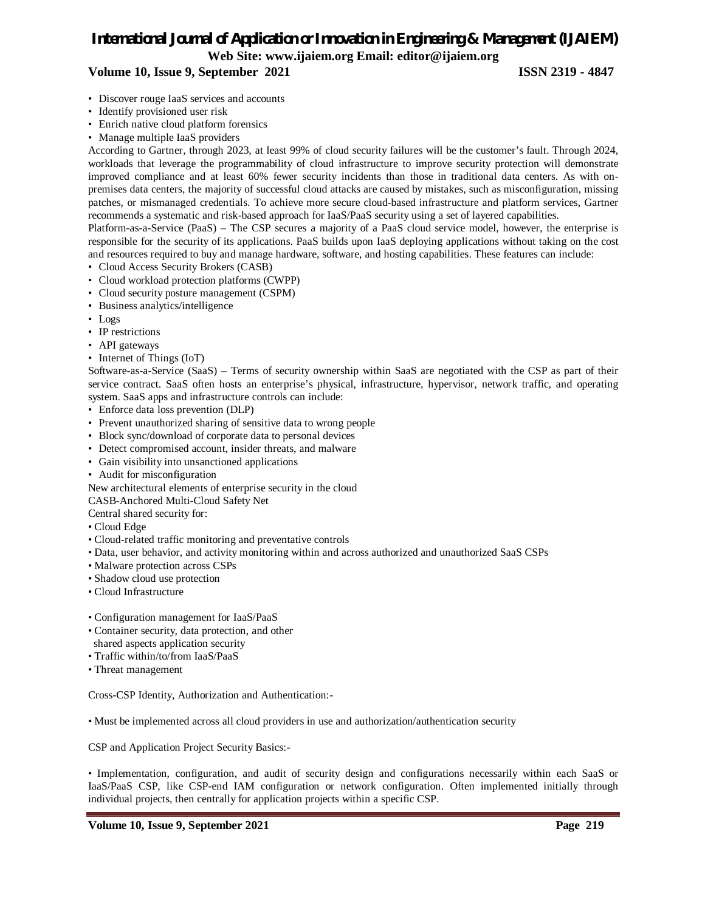- Discover rouge IaaS services and accounts
- Identify provisioned user risk
- Enrich native cloud platform forensics
- Manage multiple IaaS providers

According to Gartner, through 2023, at least 99% of cloud security failures will be the customer's fault. Through 2024, workloads that leverage the programmability of cloud infrastructure to improve security protection will demonstrate improved compliance and at least 60% fewer security incidents than those in traditional data centers. As with on-premises data centers, the majority of successful cloud attacks are caused by mistakes, such as misconfiguration, missing patches, or mismanaged credentials. To achieve more secure cloud-based infrastructure and platform services, Gartner recommends a systematic and risk-based approach for IaaS/PaaS security using a set of layered capabilities.

Platform-as-a-Service (PaaS) – The CSP secures a majority of a PaaS cloud service model, however, the enterprise is responsible for the security of its applications. PaaS builds upon IaaS deploying applications without taking on the cost and resources required to buy and manage hardware, software, and hosting capabilities. These features can include:

- Cloud Access Security Brokers (CASB)
- Cloud workload protection platforms (CWPP)
- Cloud security posture management (CSPM)
- Business analytics/intelligence
- Logs
- IP restrictions
- API gateways
- Internet of Things (IoT)

Software-as-a-Service (SaaS) – Terms of security ownership within SaaS are negotiated with the CSP as part of their service contract. SaaS often hosts an enterprise's physical, infrastructure, hypervisor, network traffic, and operating system. SaaS apps and infrastructure controls can include:

- Enforce data loss prevention (DLP)
- Prevent unauthorized sharing of sensitive data to wrong people
- Block sync/download of corporate data to personal devices
- Detect compromised account, insider threats, and malware
- Gain visibility into unsanctioned applications
- Audit for misconfiguration

New architectural elements of enterprise security in the cloud

CASB-Anchored Multi-Cloud Safety Net

Central shared security for:

- Cloud Edge
- Cloud-related traffic monitoring and preventative controls
- Data, user behavior, and activity monitoring within and across authorized and unauthorized SaaS CSPs
- Malware protection across CSPs
- Shadow cloud use protection
- Cloud Infrastructure

- Configuration management for IaaS/PaaS
- Container security, data protection, and other shared aspects application security
- Traffic within/to/from IaaS/PaaS
- Threat management

Cross-CSP Identity, Authorization and Authentication:-

- Must be implemented across all cloud providers in use and authorization/authentication security

CSP and Application Project Security Basics:-

- Implementation, configuration, and audit of security design and configurations necessarily within each SaaS or IaaS/PaaS CSP, like CSP-end IAM configuration or network configuration. Often implemented initially through individual projects, then centrally for application projects within a specific CSP.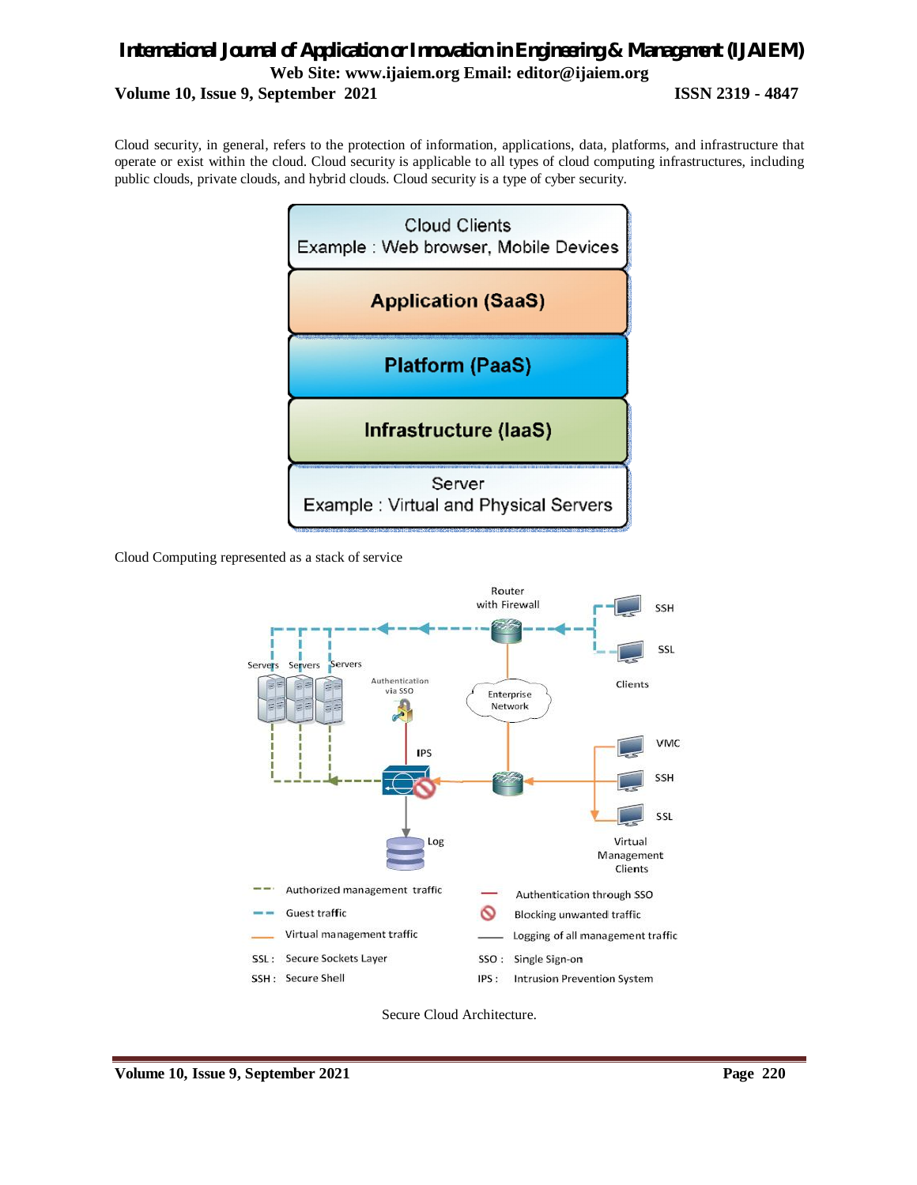Cloud security, in general, refers to the protection of information, applications, data, platforms, and infrastructure that operate or exist within the cloud. Cloud security is applicable to all types of cloud computing infrastructures, including public clouds, private clouds, and hybrid clouds. Cloud security is a type of cyber security.

Cloud Computing represented as a stack of service

Secure Cloud Architecture.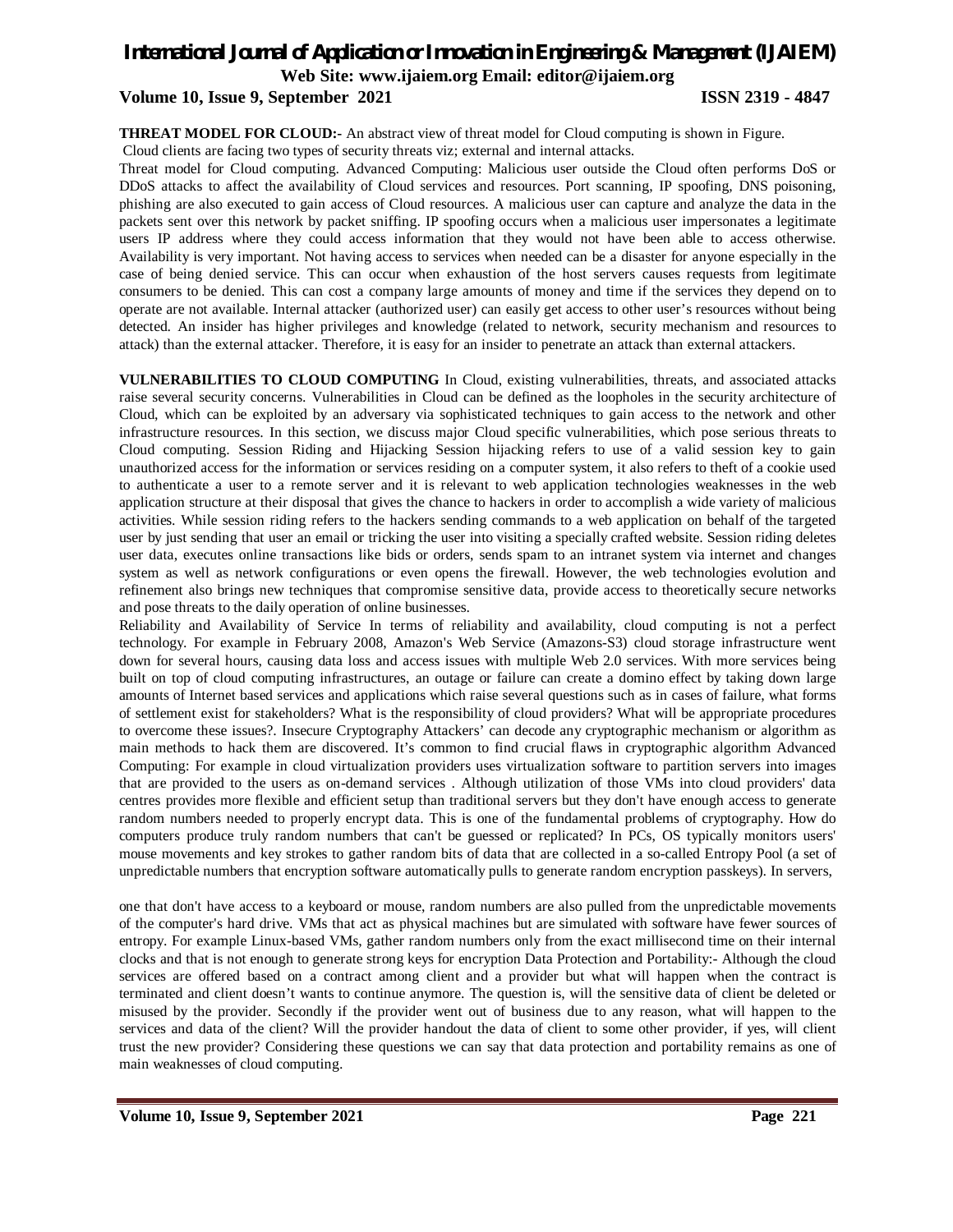**THREAT MODEL FOR CLOUD:-** An abstract view of threat model for Cloud computing is shown in Figure. Cloud clients are facing two types of security threats viz; external and internal attacks.

Threat model for Cloud computing. Advanced Computing: Malicious user outside the Cloud often performs DoS or DDoS attacks to affect the availability of Cloud services and resources. Port scanning, IP spoofing, DNS poisoning, phishing are also executed to gain access of Cloud resources. A malicious user can capture and analyze the data in the packets sent over this network by packet sniffing. IP spoofing occurs when a malicious user impersonates a legitimate users IP address where they could access information that they would not have been able to access otherwise. Availability is very important. Not having access to services when needed can be a disaster for anyone especially in the case of being denied service. This can occur when exhaustion of the host servers causes requests from legitimate consumers to be denied. This can cost a company large amounts of money and time if the services they depend on to operate are not available. Internal attacker (authorized user) can easily get access to other user's resources without being detected. An insider has higher privileges and knowledge (related to network, security mechanism and resources to attack) than the external attacker. Therefore, it is easy for an insider to penetrate an attack than external attackers.

**VULNERABILITIES TO CLOUD COMPUTING** In Cloud, existing vulnerabilities, threats, and associated attacks raise several security concerns. Vulnerabilities in Cloud can be defined as the loopholes in the security architecture of Cloud, which can be exploited by an adversary via sophisticated techniques to gain access to the network and other infrastructure resources. In this section, we discuss major Cloud specific vulnerabilities, which pose serious threats to Cloud computing. Session Riding and Hijacking Session hijacking refers to use of a valid session key to gain unauthorized access for the information or services residing on a computer system, it also refers to theft of a cookie used to authenticate a user to a remote server and it is relevant to web application technologies weaknesses in the web application structure at their disposal that gives the chance to hackers in order to accomplish a wide variety of malicious activities. While session riding refers to the hackers sending commands to a web application on behalf of the targeted user by just sending that user an email or tricking the user into visiting a specially crafted website. Session riding deletes user data, executes online transactions like bids or orders, sends spam to an intranet system via internet and changes system as well as network configurations or even opens the firewall. However, the web technologies evolution and refinement also brings new techniques that compromise sensitive data, provide access to theoretically secure networks and pose threats to the daily operation of online businesses.

Reliability and Availability of Service In terms of reliability and availability, cloud computing is not a perfect technology. For example in February 2008, Amazon's Web Service (Amazons-S3) cloud storage infrastructure went down for several hours, causing data loss and access issues with multiple Web 2.0 services. With more services being built on top of cloud computing infrastructures, an outage or failure can create a domino effect by taking down large amounts of Internet based services and applications which raise several questions such as in cases of failure, what forms of settlement exist for stakeholders? What is the responsibility of cloud providers? What will be appropriate procedures to overcome these issues?. Insecure Cryptography Attackers' can decode any cryptographic mechanism or algorithm as main methods to hack them are discovered. It's common to find crucial flaws in cryptographic algorithm Advanced Computing: For example in cloud virtualization providers uses virtualization software to partition servers into images that are provided to the users as on-demand services . Although utilization of those VMs into cloud providers' data centres provides more flexible and efficient setup than traditional servers but they don't have enough access to generate random numbers needed to properly encrypt data. This is one of the fundamental problems of cryptography. How do computers produce truly random numbers that can't be guessed or replicated? In PCs, OS typically monitors users' mouse movements and key strokes to gather random bits of data that are collected in a so-called Entropy Pool (a set of unpredictable numbers that encryption software automatically pulls to generate random encryption passkeys). In servers,

one that don't have access to a keyboard or mouse, random numbers are also pulled from the unpredictable movements of the computer's hard drive. VMs that act as physical machines but are simulated with software have fewer sources of entropy. For example Linux-based VMs, gather random numbers only from the exact millisecond time on their internal clocks and that is not enough to generate strong keys for encryption Data Protection and Portability:- Although the cloud services are offered based on a contract among client and a provider but what will happen when the contract is terminated and client doesn't wants to continue anymore. The question is, will the sensitive data of client be deleted or misused by the provider. Secondly if the provider went out of business due to any reason, what will happen to the services and data of the client? Will the provider handout the data of client to some other provider, if yes, will client trust the new provider? Considering these questions we can say that data protection and portability remains as one of main weaknesses of cloud computing.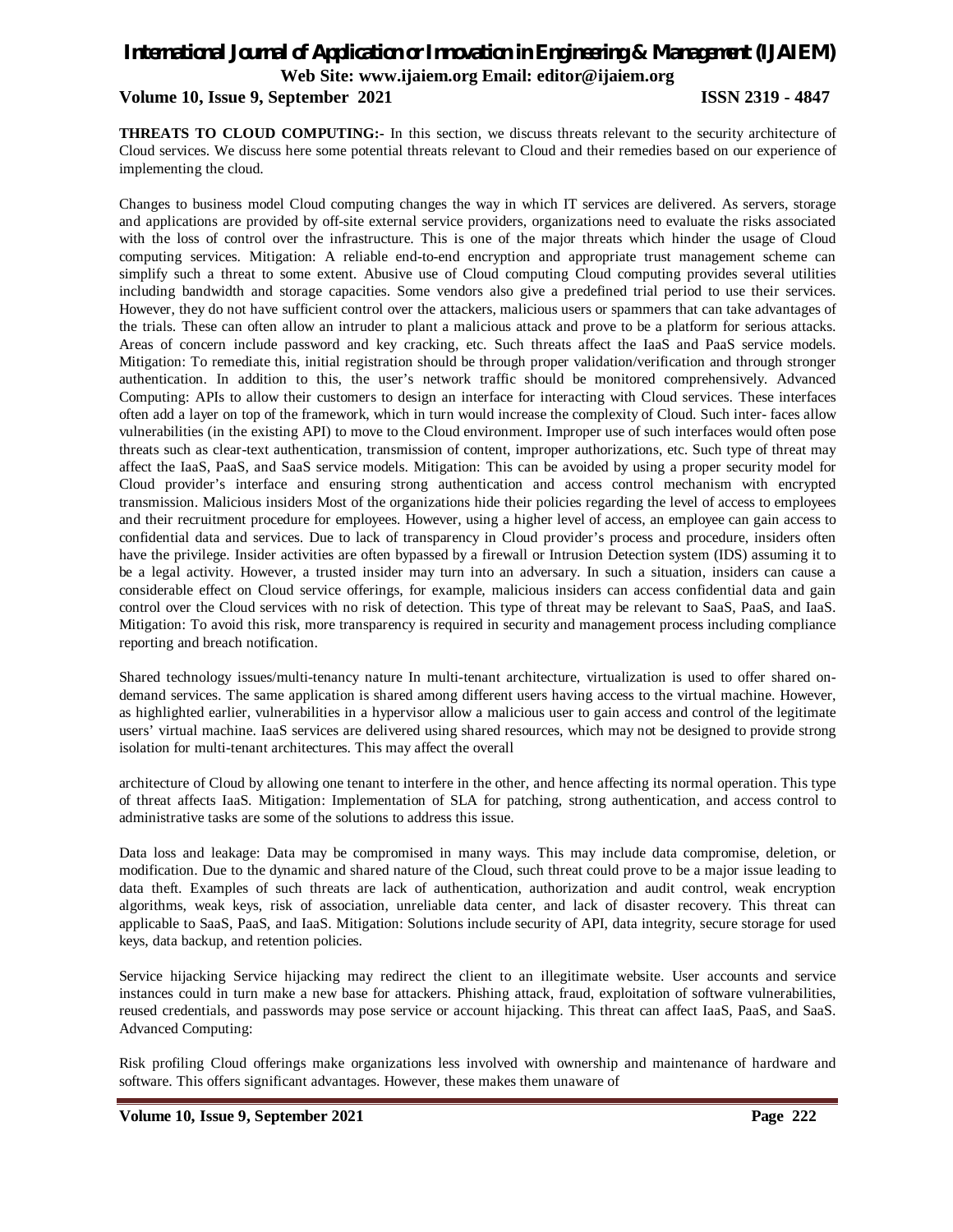**THREATS TO CLOUD COMPUTING:-** In this section, we discuss threats relevant to the security architecture of Cloud services. We discuss here some potential threats relevant to Cloud and their remedies based on our experience of implementing the cloud.

Changes to business model Cloud computing changes the way in which IT services are delivered. As servers, storage and applications are provided by off-site external service providers, organizations need to evaluate the risks associated with the loss of control over the infrastructure. This is one of the major threats which hinder the usage of Cloud computing services. Mitigation: A reliable end-to-end encryption and appropriate trust management scheme can simplify such a threat to some extent. Abusive use of Cloud computing Cloud computing provides several utilities including bandwidth and storage capacities. Some vendors also give a predefined trial period to use their services. However, they do not have sufficient control over the attackers, malicious users or spammers that can take advantages of the trials. These can often allow an intruder to plant a malicious attack and prove to be a platform for serious attacks. Areas of concern include password and key cracking, etc. Such threats affect the IaaS and PaaS service models. Mitigation: To remediate this, initial registration should be through proper validation/verification and through stronger authentication. In addition to this, the user's network traffic should be monitored comprehensively. Advanced Computing: APIs to allow their customers to design an interface for interacting with Cloud services. These interfaces often add a layer on top of the framework, which in turn would increase the complexity of Cloud. Such inter- faces allow vulnerabilities (in the existing API) to move to the Cloud environment. Improper use of such interfaces would often pose threats such as clear-text authentication, transmission of content, improper authorizations, etc. Such type of threat may affect the IaaS, PaaS, and SaaS service models. Mitigation: This can be avoided by using a proper security model for Cloud provider's interface and ensuring strong authentication and access control mechanism with encrypted transmission. Malicious insiders Most of the organizations hide their policies regarding the level of access to employees and their recruitment procedure for employees. However, using a higher level of access, an employee can gain access to confidential data and services. Due to lack of transparency in Cloud provider's process and procedure, insiders often have the privilege. Insider activities are often bypassed by a firewall or Intrusion Detection system (IDS) assuming it to be a legal activity. However, a trusted insider may turn into an adversary. In such a situation, insiders can cause a considerable effect on Cloud service offerings, for example, malicious insiders can access confidential data and gain control over the Cloud services with no risk of detection. This type of threat may be relevant to SaaS, PaaS, and IaaS. Mitigation: To avoid this risk, more transparency is required in security and management process including compliance reporting and breach notification.

Shared technology issues/multi-tenancy nature In multi-tenant architecture, virtualization is used to offer shared on-demand services. The same application is shared among different users having access to the virtual machine. However, as highlighted earlier, vulnerabilities in a hypervisor allow a malicious user to gain access and control of the legitimate users' virtual machine. IaaS services are delivered using shared resources, which may not be designed to provide strong isolation for multi-tenant architectures. This may affect the overall

architecture of Cloud by allowing one tenant to interfere in the other, and hence affecting its normal operation. This type of threat affects IaaS. Mitigation: Implementation of SLA for patching, strong authentication, and access control to administrative tasks are some of the solutions to address this issue.

Data loss and leakage: Data may be compromised in many ways. This may include data compromise, deletion, or modification. Due to the dynamic and shared nature of the Cloud, such threat could prove to be a major issue leading to data theft. Examples of such threats are lack of authentication, authorization and audit control, weak encryption algorithms, weak keys, risk of association, unreliable data center, and lack of disaster recovery. This threat can applicable to SaaS, PaaS, and IaaS. Mitigation: Solutions include security of API, data integrity, secure storage for used keys, data backup, and retention policies.

Service hijacking Service hijacking may redirect the client to an illegitimate website. User accounts and service instances could in turn make a new base for attackers. Phishing attack, fraud, exploitation of software vulnerabilities, reused credentials, and passwords may pose service or account hijacking. This threat can affect IaaS, PaaS, and SaaS. Advanced Computing:

Risk profiling Cloud offerings make organizations less involved with ownership and maintenance of hardware and software. This offers significant advantages. However, these makes them unaware of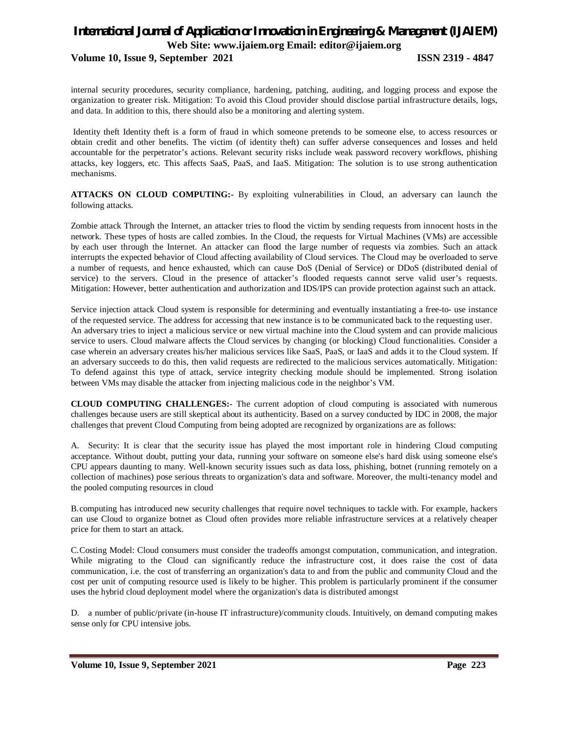internal security procedures, security compliance, hardening, patching, auditing, and logging process and expose the organization to greater risk. Mitigation: To avoid this Cloud provider should disclose partial infrastructure details, logs, and data. In addition to this, there should also be a monitoring and alerting system.

Identity theft Identity theft is a form of fraud in which someone pretends to be someone else, to access resources or obtain credit and other benefits. The victim (of identity theft) can suffer adverse consequences and losses and held accountable for the perpetrator's actions. Relevant security risks include weak password recovery workflows, phishing attacks, key loggers, etc. This affects SaaS, PaaS, and IaaS. Mitigation: The solution is to use strong authentication mechanisms.

**ATTACKS ON CLOUD COMPUTING:-** By exploiting vulnerabilities in Cloud, an adversary can launch the following attacks.

Zombie attack Through the Internet, an attacker tries to flood the victim by sending requests from innocent hosts in the network. These types of hosts are called zombies. In the Cloud, the requests for Virtual Machines (VMs) are accessible by each user through the Internet. An attacker can flood the large number of requests via zombies. Such an attack interrupts the expected behavior of Cloud affecting availability of Cloud services. The Cloud may be overloaded to serve a number of requests, and hence exhausted, which can cause DoS (Denial of Service) or DDoS (distributed denial of service) to the servers. Cloud in the presence of attacker's flooded requests cannot serve valid user's requests. Mitigation: However, better authentication and authorization and IDS/IPS can provide protection against such an attack.

Service injection attack Cloud system is responsible for determining and eventually instantiating a free-to- use instance of the requested service. The address for accessing that new instance is to be communicated back to the requesting user. An adversary tries to inject a malicious service or new virtual machine into the Cloud system and can provide malicious service to users. Cloud malware affects the Cloud services by changing (or blocking) Cloud functionalities. Consider a case wherein an adversary creates his/her malicious services like SaaS, PaaS, or IaaS and adds it to the Cloud system. If an adversary succeeds to do this, then valid requests are redirected to the malicious services automatically. Mitigation: To defend against this type of attack, service integrity checking module should be implemented. Strong isolation between VMs may disable the attacker from injecting malicious code in the neighbor's VM.

**CLOUD COMPUTING CHALLENGES:-** The current adoption of cloud computing is associated with numerous challenges because users are still skeptical about its authenticity. Based on a survey conducted by IDC in 2008, the major challenges that prevent Cloud Computing from being adopted are recognized by organizations are as follows:

A. Security: It is clear that the security issue has played the most important role in hindering Cloud computing acceptance. Without doubt, putting your data, running your software on someone else's hard disk using someone else's CPU appears daunting to many. Well-known security issues such as data loss, phishing, botnet (running remotely on a collection of machines) pose serious threats to organization's data and software. Moreover, the multi-tenancy model and the pooled computing resources in cloud

B. computing has introduced new security challenges that require novel techniques to tackle with. For example, hackers can use Cloud to organize botnet as Cloud often provides more reliable infrastructure services at a relatively cheaper price for them to start an attack.

C. Costing Model: Cloud consumers must consider the tradeoffs amongst computation, communication, and integration. While migrating to the Cloud can significantly reduce the infrastructure cost, it does raise the cost of data communication, i.e. the cost of transferring an organization's data to and from the public and community Cloud and the cost per unit of computing resource used is likely to be higher. This problem is particularly prominent if the consumer uses the hybrid cloud deployment model where the organization's data is distributed amongst

D. a number of public/private (in-house IT infrastructure)/community clouds. Intuitively, on demand computing makes sense only for CPU intensive jobs.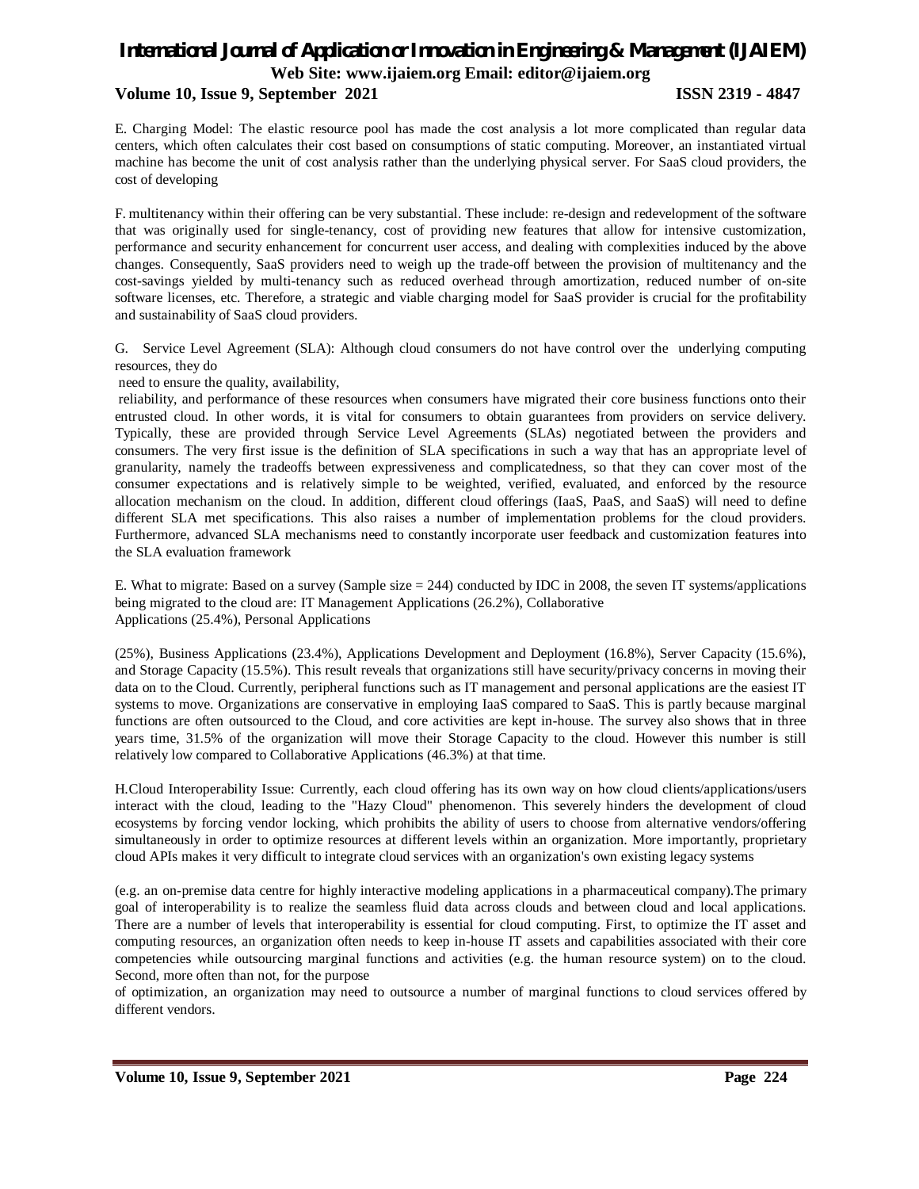E. Charging Model: The elastic resource pool has made the cost analysis a lot more complicated than regular data centers, which often calculates their cost based on consumptions of static computing. Moreover, an instantiated virtual machine has become the unit of cost analysis rather than the underlying physical server. For SaaS cloud providers, the cost of developing

F. multitenancy within their offering can be very substantial. These include: re-design and redevelopment of the software that was originally used for single-tenancy, cost of providing new features that allow for intensive customization, performance and security enhancement for concurrent user access, and dealing with complexities induced by the above changes. Consequently, SaaS providers need to weigh up the trade-off between the provision of multitenancy and the cost-savings yielded by multi-tenancy such as reduced overhead through amortization, reduced number of on-site software licenses, etc. Therefore, a strategic and viable charging model for SaaS provider is crucial for the profitability and sustainability of SaaS cloud providers.

G. Service Level Agreement (SLA): Although cloud consumers do not have control over the underlying computing resources, they do need to ensure the quality, availability, reliability, and performance of these resources when consumers have migrated their core business functions onto their entrusted cloud. In other words, it is vital for consumers to obtain guarantees from providers on service delivery. Typically, these are provided through Service Level Agreements (SLAs) negotiated between the providers and consumers. The very first issue is the definition of SLA specifications in such a way that has an appropriate level of granularity, namely the tradeoffs between expressiveness and complicatedness, so that they can cover most of the consumer expectations and is relatively simple to be weighted, verified, evaluated, and enforced by the resource allocation mechanism on the cloud. In addition, different cloud offerings (IaaS, PaaS, and SaaS) will need to define different SLA met specifications. This also raises a number of implementation problems for the cloud providers. Furthermore, advanced SLA mechanisms need to constantly incorporate user feedback and customization features into the SLA evaluation framework

E. What to migrate: Based on a survey (Sample size = 244) conducted by IDC in 2008, the seven IT systems/applications being migrated to the cloud are: IT Management Applications (26.2%), Collaborative Applications (25.4%), Personal Applications (25%), Business Applications (23.4%), Applications Development and Deployment (16.8%), Server Capacity (15.6%), and Storage Capacity (15.5%). This result reveals that organizations still have security/privacy concerns in moving their data on to the Cloud. Currently, peripheral functions such as IT management and personal applications are the easiest IT systems to move. Organizations are conservative in employing IaaS compared to SaaS. This is partly because marginal functions are often outsourced to the Cloud, and core activities are kept in-house. The survey also shows that in three years time, 31.5% of the organization will move their Storage Capacity to the cloud. However this number is still relatively low compared to Collaborative Applications (46.3%) at that time.

H.Cloud Interoperability Issue: Currently, each cloud offering has its own way on how cloud clients/applications/users interact with the cloud, leading to the "Hazy Cloud" phenomenon. This severely hinders the development of cloud ecosystems by forcing vendor locking, which prohibits the ability of users to choose from alternative vendors/offering simultaneously in order to optimize resources at different levels within an organization. More importantly, proprietary cloud APIs makes it very difficult to integrate cloud services with an organization's own existing legacy systems (e.g. an on-premise data centre for highly interactive modeling applications in a pharmaceutical company).The primary goal of interoperability is to realize the seamless fluid data across clouds and between cloud and local applications. There are a number of levels that interoperability is essential for cloud computing. First, to optimize the IT asset and computing resources, an organization often needs to keep in-house IT assets and capabilities associated with their core competencies while outsourcing marginal functions and activities (e.g. the human resource system) on to the cloud. Second, more often than not, for the purpose of optimization, an organization may need to outsource a number of marginal functions to cloud services offered by different vendors.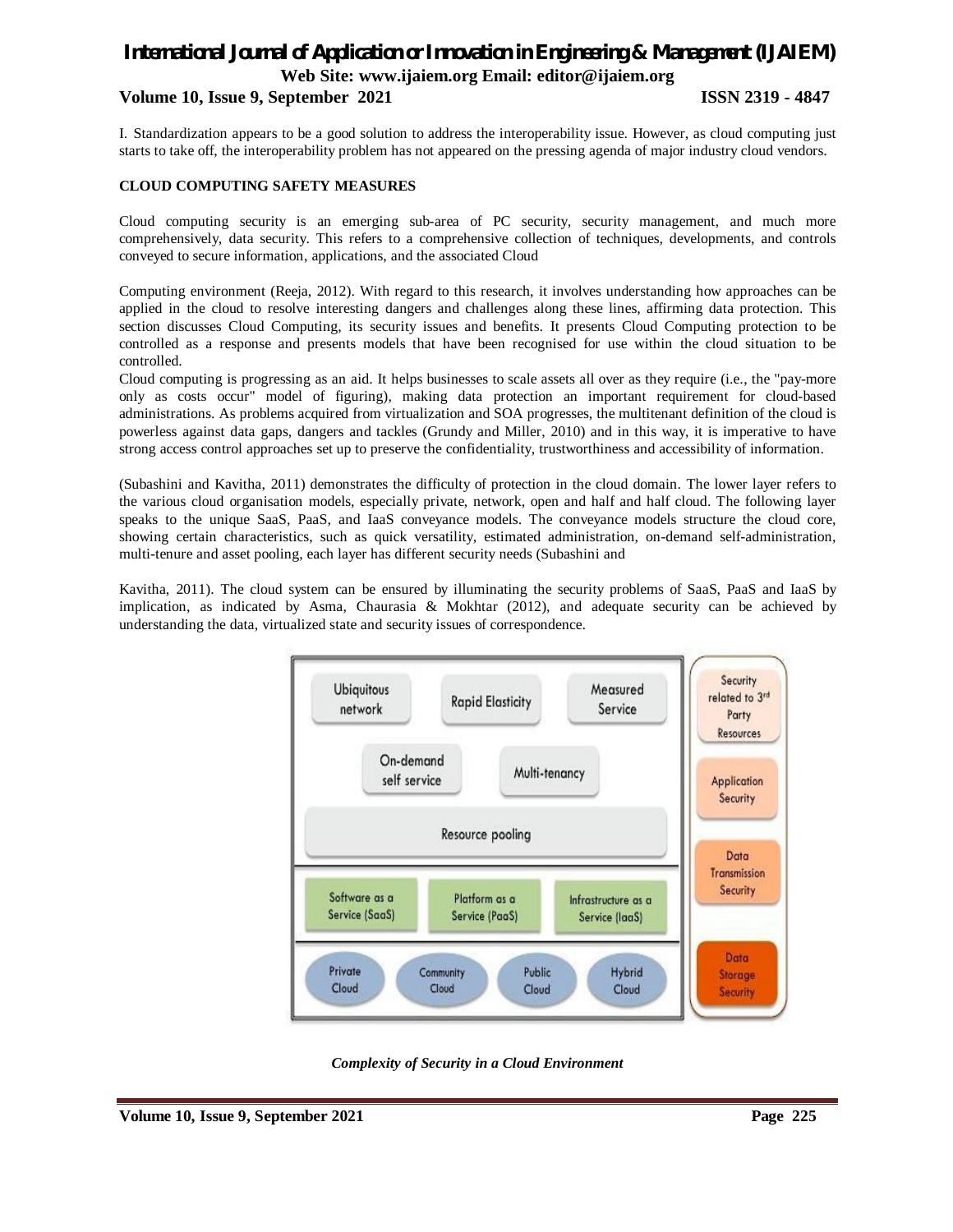I. Standardization appears to be a good solution to address the interoperability issue. However, as cloud computing just starts to take off, the interoperability problem has not appeared on the pressing agenda of major industry cloud vendors.

**CLOUD COMPUTING SAFETY MEASURES**

Cloud computing security is an emerging sub-area of PC security, security management, and much more comprehensively, data security. This refers to a comprehensive collection of techniques, developments, and controls conveyed to secure information, applications, and the associated Cloud

Computing environment (Reeja, 2012). With regard to this research, it involves understanding how approaches can be applied in the cloud to resolve interesting dangers and challenges along these lines, affirming data protection. This section discusses Cloud Computing, its security issues and benefits. It presents Cloud Computing protection to be controlled as a response and presents models that have been recognised for use within the cloud situation to be controlled.

Cloud computing is progressing as an aid. It helps businesses to scale assets all over as they require (i.e., the "pay-more only as costs occur" model of figuring), making data protection an important requirement for cloud-based administrations. As problems acquired from virtualization and SOA progresses, the multitenant definition of the cloud is powerless against data gaps, dangers and tackles (Grundy and Miller, 2010) and in this way, it is imperative to have strong access control approaches set up to preserve the confidentiality, trustworthiness and accessibility of information.

(Subashini and Kavitha, 2011) demonstrates the difficulty of protection in the cloud domain. The lower layer refers to the various cloud organisation models, especially private, network, open and half and half cloud. The following layer speaks to the unique SaaS, PaaS, and IaaS conveyance models. The conveyance models structure the cloud core, showing certain characteristics, such as quick versatility, estimated administration, on-demand self-administration, multi-tenure and asset pooling, each layer has different security needs (Subashini and

Kavitha, 2011). The cloud system can be ensured by illuminating the security problems of SaaS, PaaS and IaaS by implication, as indicated by Asma, Chaurasia & Mokhtar (2012), and adequate security can be achieved by understanding the data, virtualized state and security issues of correspondence.

Ubiquitous network | Rapid Elasticity | Measured Service | On-demand self service | Multi-tenancy | Resource pooling | Software as a Service (SaaS) | Platform as a Service (PaaS) | Infrastructure as a Service (IaaS) | Private Cloud | Community Cloud | Public Cloud | Hybrid Cloud | Security related to 3rd Party Resources | Application Security | Data Transmission Security | Data Storage Security

*Complexity of Security in a Cloud Environment*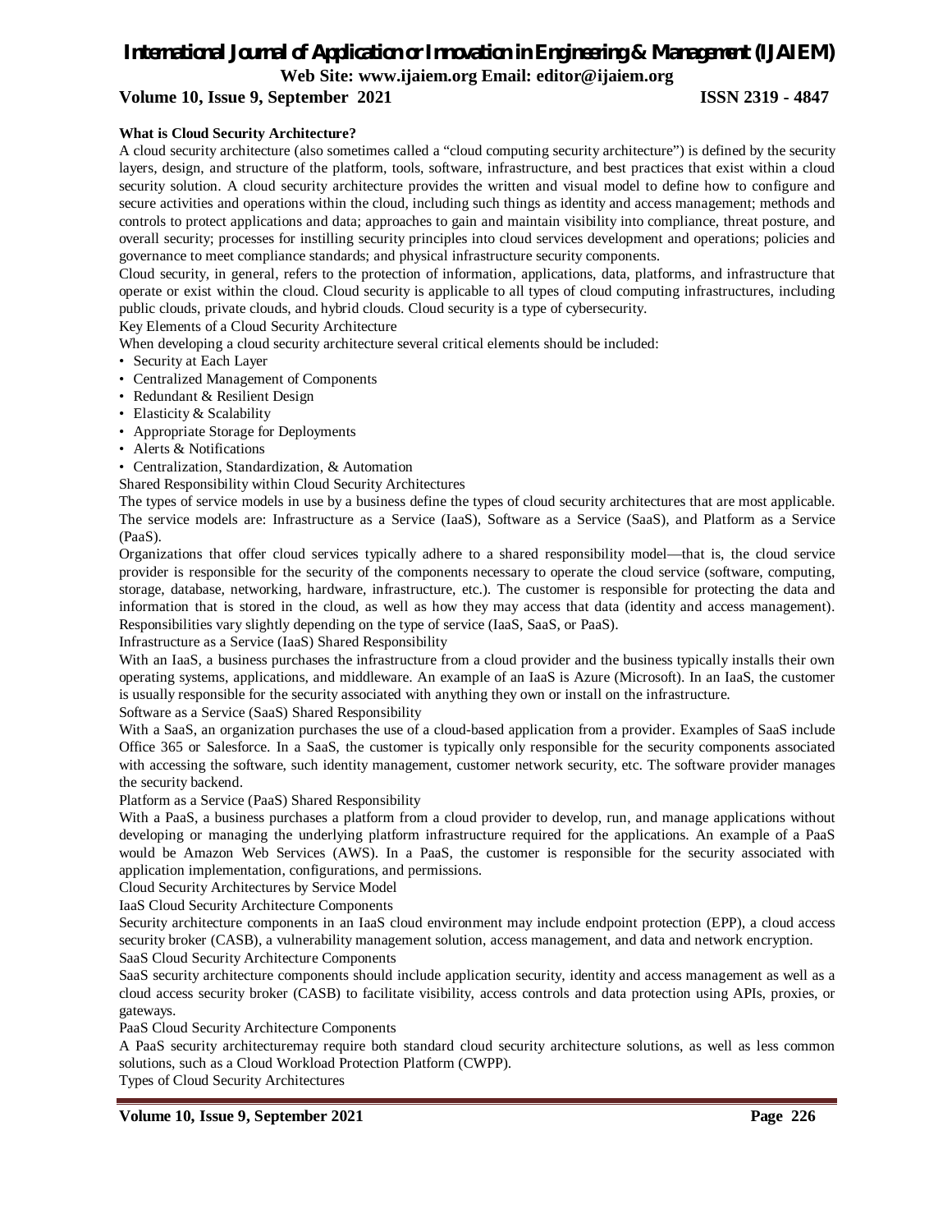**What is Cloud Security Architecture?**

A cloud security architecture (also sometimes called a "cloud computing security architecture") is defined by the security layers, design, and structure of the platform, tools, software, infrastructure, and best practices that exist within a cloud security solution. A cloud security architecture provides the written and visual model to define how to configure and secure activities and operations within the cloud, including such things as identity and access management; methods and controls to protect applications and data; approaches to gain and maintain visibility into compliance, threat posture, and overall security; processes for instilling security principles into cloud services development and operations; policies and governance to meet compliance standards; and physical infrastructure security components.

Cloud security, in general, refers to the protection of information, applications, data, platforms, and infrastructure that operate or exist within the cloud. Cloud security is applicable to all types of cloud computing infrastructures, including public clouds, private clouds, and hybrid clouds. Cloud security is a type of cybersecurity.

Key Elements of a Cloud Security Architecture

When developing a cloud security architecture several critical elements should be included:

- Security at Each Layer
- Centralized Management of Components
- Redundant & Resilient Design
- Elasticity & Scalability
- Appropriate Storage for Deployments
- Alerts & Notifications
- Centralization, Standardization, & Automation

Shared Responsibility within Cloud Security Architectures

The types of service models in use by a business define the types of cloud security architectures that are most applicable. The service models are: Infrastructure as a Service (IaaS), Software as a Service (SaaS), and Platform as a Service (PaaS).

Organizations that offer cloud services typically adhere to a shared responsibility model—that is, the cloud service provider is responsible for the security of the components necessary to operate the cloud service (software, computing, storage, database, networking, hardware, infrastructure, etc.). The customer is responsible for protecting the data and information that is stored in the cloud, as well as how they may access that data (identity and access management). Responsibilities vary slightly depending on the type of service (IaaS, SaaS, or PaaS).

Infrastructure as a Service (IaaS) Shared Responsibility

With an IaaS, a business purchases the infrastructure from a cloud provider and the business typically installs their own operating systems, applications, and middleware. An example of an IaaS is Azure (Microsoft). In an IaaS, the customer is usually responsible for the security associated with anything they own or install on the infrastructure.

Software as a Service (SaaS) Shared Responsibility

With a SaaS, an organization purchases the use of a cloud-based application from a provider. Examples of SaaS include Office 365 or Salesforce. In a SaaS, the customer is typically only responsible for the security components associated with accessing the software, such identity management, customer network security, etc. The software provider manages the security backend.

Platform as a Service (PaaS) Shared Responsibility

With a PaaS, a business purchases a platform from a cloud provider to develop, run, and manage applications without developing or managing the underlying platform infrastructure required for the applications. An example of a PaaS would be Amazon Web Services (AWS). In a PaaS, the customer is responsible for the security associated with application implementation, configurations, and permissions.

Cloud Security Architectures by Service Model

IaaS Cloud Security Architecture Components

Security architecture components in an IaaS cloud environment may include endpoint protection (EPP), a cloud access security broker (CASB), a vulnerability management solution, access management, and data and network encryption.

SaaS Cloud Security Architecture Components

SaaS security architecture components should include application security, identity and access management as well as a cloud access security broker (CASB) to facilitate visibility, access controls and data protection using APIs, proxies, or gateways.

PaaS Cloud Security Architecture Components

A PaaS security architecturemay require both standard cloud security architecture solutions, as well as less common solutions, such as a Cloud Workload Protection Platform (CWPP).

Types of Cloud Security Architectures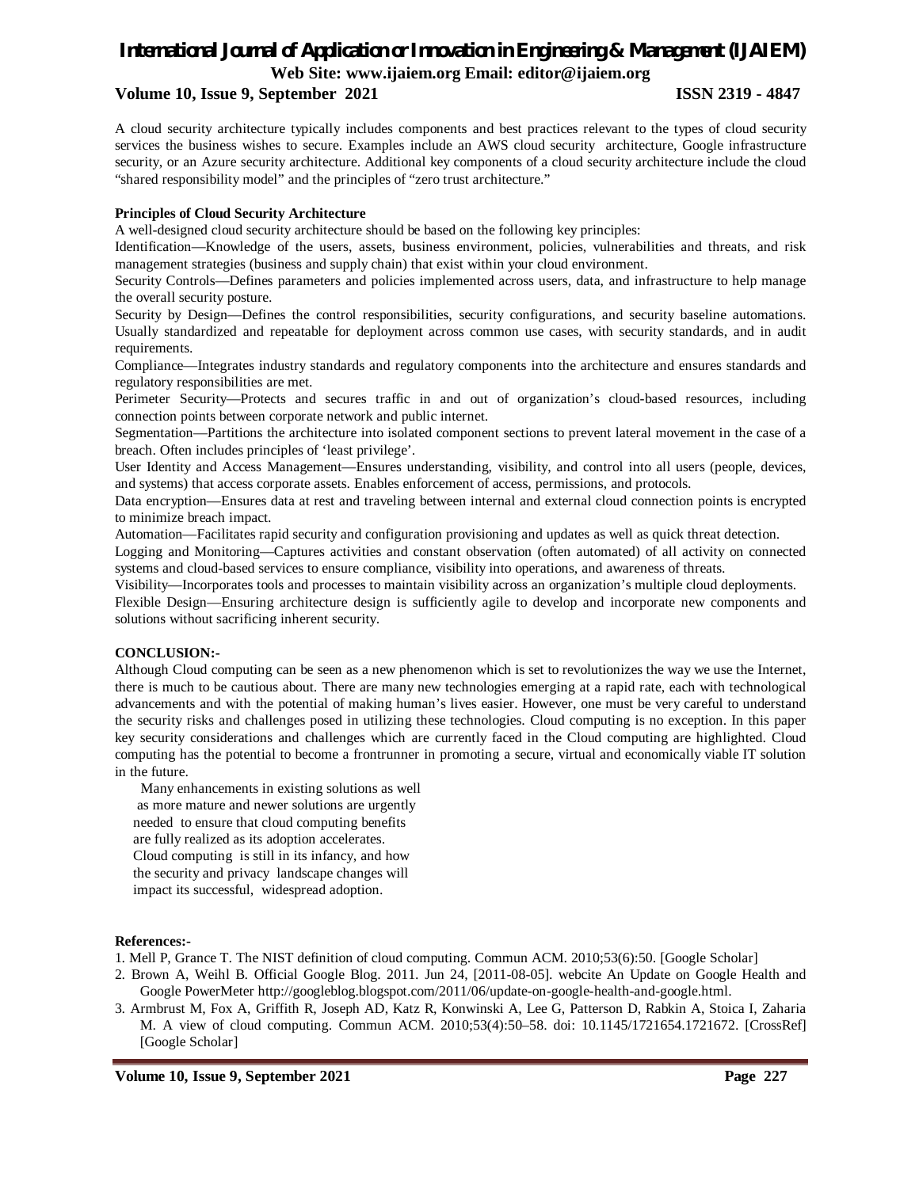A cloud security architecture typically includes components and best practices relevant to the types of cloud security services the business wishes to secure. Examples include an AWS cloud security architecture, Google infrastructure security, or an Azure security architecture. Additional key components of a cloud security architecture include the cloud "shared responsibility model" and the principles of "zero trust architecture."

**Principles of Cloud Security Architecture**

A well-designed cloud security architecture should be based on the following key principles:

Identification—Knowledge of the users, assets, business environment, policies, vulnerabilities and threats, and risk management strategies (business and supply chain) that exist within your cloud environment.

Security Controls—Defines parameters and policies implemented across users, data, and infrastructure to help manage the overall security posture.

Security by Design—Defines the control responsibilities, security configurations, and security baseline automations. Usually standardized and repeatable for deployment across common use cases, with security standards, and in audit requirements.

Compliance—Integrates industry standards and regulatory components into the architecture and ensures standards and regulatory responsibilities are met.

Perimeter Security—Protects and secures traffic in and out of organization's cloud-based resources, including connection points between corporate network and public internet.

Segmentation—Partitions the architecture into isolated component sections to prevent lateral movement in the case of a breach. Often includes principles of 'least privilege'.

User Identity and Access Management—Ensures understanding, visibility, and control into all users (people, devices, and systems) that access corporate assets. Enables enforcement of access, permissions, and protocols.

Data encryption—Ensures data at rest and traveling between internal and external cloud connection points is encrypted to minimize breach impact.

Automation—Facilitates rapid security and configuration provisioning and updates as well as quick threat detection.

Logging and Monitoring—Captures activities and constant observation (often automated) of all activity on connected systems and cloud-based services to ensure compliance, visibility into operations, and awareness of threats.

Visibility—Incorporates tools and processes to maintain visibility across an organization's multiple cloud deployments.

Flexible Design—Ensuring architecture design is sufficiently agile to develop and incorporate new components and solutions without sacrificing inherent security.

**CONCLUSION:-**

Although Cloud computing can be seen as a new phenomenon which is set to revolutionizes the way we use the Internet, there is much to be cautious about. There are many new technologies emerging at a rapid rate, each with technological advancements and with the potential of making human's lives easier. However, one must be very careful to understand the security risks and challenges posed in utilizing these technologies. Cloud computing is no exception. In this paper key security considerations and challenges which are currently faced in the Cloud computing are highlighted. Cloud computing has the potential to become a frontrunner in promoting a secure, virtual and economically viable IT solution in the future.

Many enhancements in existing solutions as well as more mature and newer solutions are urgently needed to ensure that cloud computing benefits are fully realized as its adoption accelerates. Cloud computing is still in its infancy, and how the security and privacy landscape changes will impact its successful, widespread adoption.

**References:-**

1. Mell P, Grance T. The NIST definition of cloud computing. Commun ACM. 2010;53(6):50. [Google Scholar]
2. Brown A, Weihl B. Official Google Blog. 2011. Jun 24, [2011-08-05]. webcite An Update on Google Health and Google PowerMeter http://googleblog.blogspot.com/2011/06/update-on-google-health-and-google.html.
3. Armbrust M, Fox A, Griffith R, Joseph AD, Katz R, Konwinski A, Lee G, Patterson D, Rabkin A, Stoica I, Zaharia M. A view of cloud computing. Commun ACM. 2010;53(4):50–58. doi: 10.1145/1721654.1721672. [CrossRef] [Google Scholar]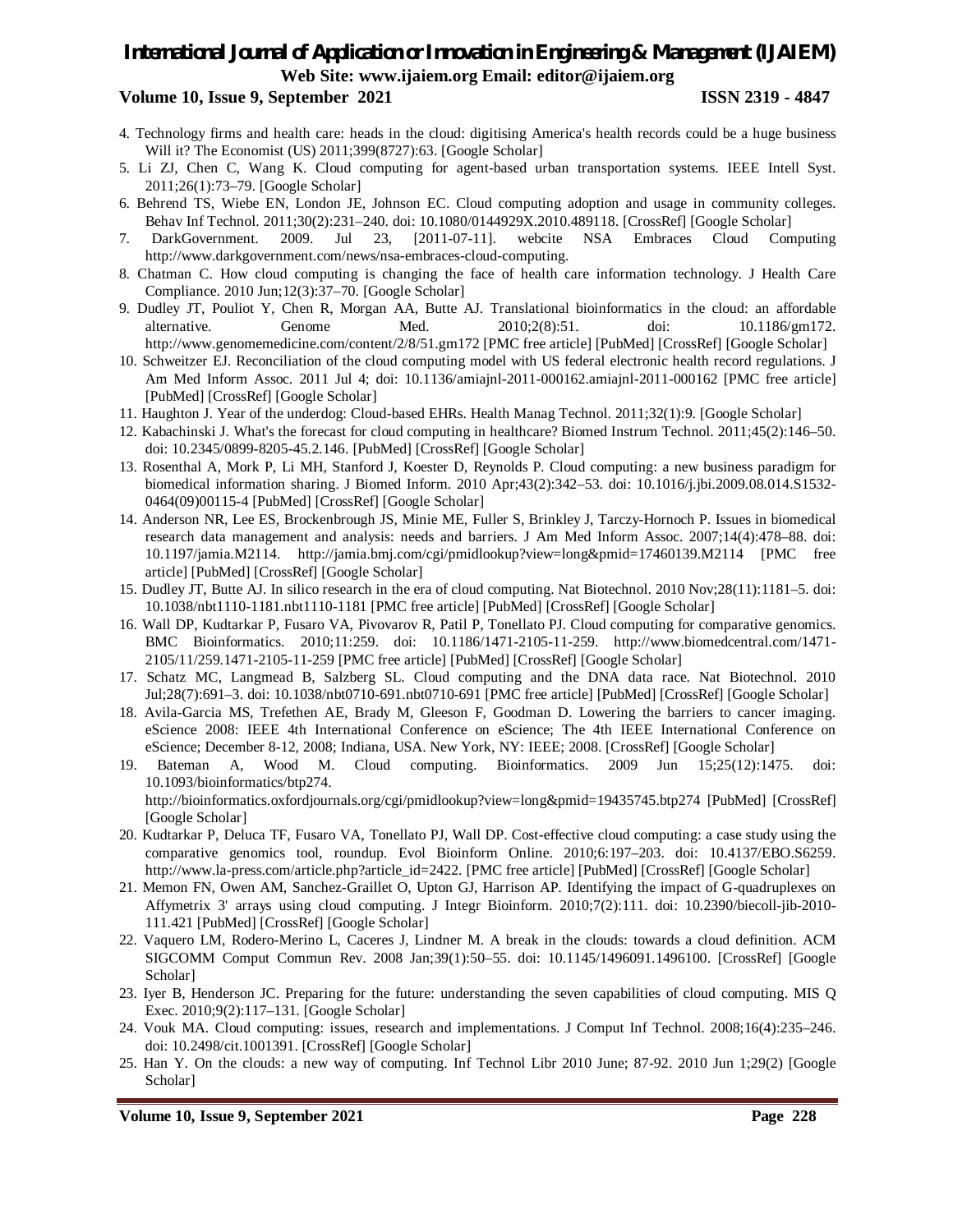4. Technology firms and health care: heads in the cloud: digitising America's health records could be a huge business Will it? The Economist (US) 2011;399(8727):63. [Google Scholar]
5. Li ZJ, Chen C, Wang K. Cloud computing for agent-based urban transportation systems. IEEE Intell Syst. 2011;26(1):73–79. [Google Scholar]
6. Behrend TS, Wiebe EN, London JE, Johnson EC. Cloud computing adoption and usage in community colleges. Behav Inf Technol. 2011;30(2):231–240. doi: 10.1080/0144929X.2010.489118. [CrossRef] [Google Scholar]
7. DarkGovernment. 2009. Jul 23, [2011-07-11]. webcite NSA Embraces Cloud Computing http://www.darkgovernment.com/news/nsa-embraces-cloud-computing.
8. Chatman C. How cloud computing is changing the face of health care information technology. J Health Care Compliance. 2010 Jun;12(3):37–70. [Google Scholar]
9. Dudley JT, Pouliot Y, Chen R, Morgan AA, Butte AJ. Translational bioinformatics in the cloud: an affordable alternative. Genome Med. 2010;2(8):51. doi: 10.1186/gm172. http://www.genomemedicine.com/content/2/8/51.gm172 [PMC free article] [PubMed] [CrossRef] [Google Scholar]
10. Schweitzer EJ. Reconciliation of the cloud computing model with US federal electronic health record regulations. J Am Med Inform Assoc. 2011 Jul 4; doi: 10.1136/amiajnl-2011-000162.amiajnl-2011-000162 [PMC free article] [PubMed] [CrossRef] [Google Scholar]
11. Haughton J. Year of the underdog: Cloud-based EHRs. Health Manag Technol. 2011;32(1):9. [Google Scholar]
12. Kabachinski J. What's the forecast for cloud computing in healthcare? Biomed Instrum Technol. 2011;45(2):146–50. doi: 10.2345/0899-8205-45.2.146. [PubMed] [CrossRef] [Google Scholar]
13. Rosenthal A, Mork P, Li MH, Stanford J, Koester D, Reynolds P. Cloud computing: a new business paradigm for biomedical information sharing. J Biomed Inform. 2010 Apr;43(2):342–53. doi: 10.1016/j.jbi.2009.08.014.S1532-0464(09)00115-4 [PubMed] [CrossRef] [Google Scholar]
14. Anderson NR, Lee ES, Brockenbrough JS, Minie ME, Fuller S, Brinkley J, Tarczy-Hornoch P. Issues in biomedical research data management and analysis: needs and barriers. J Am Med Inform Assoc. 2007;14(4):478–88. doi: 10.1197/jamia.M2114. http://jamia.bmj.com/cgi/pmidlookup?view=long&pmid=17460139.M2114 [PMC free article] [PubMed] [CrossRef] [Google Scholar]
15. Dudley JT, Butte AJ. In silico research in the era of cloud computing. Nat Biotechnol. 2010 Nov;28(11):1181–5. doi: 10.1038/nbt1110-1181.nbt1110-1181 [PMC free article] [PubMed] [CrossRef] [Google Scholar]
16. Wall DP, Kudtarkar P, Fusaro VA, Pivovarov R, Patil P, Tonellato PJ. Cloud computing for comparative genomics. BMC Bioinformatics. 2010;11:259. doi: 10.1186/1471-2105-11-259. http://www.biomedcentral.com/1471-2105/11/259.1471-2105-11-259 [PMC free article] [PubMed] [CrossRef] [Google Scholar]
17. Schatz MC, Langmead B, Salzberg SL. Cloud computing and the DNA data race. Nat Biotechnol. 2010 Jul;28(7):691–3. doi: 10.1038/nbt0710-691.nbt0710-691 [PMC free article] [PubMed] [CrossRef] [Google Scholar]
18. Avila-Garcia MS, Trefethen AE, Brady M, Gleeson F, Goodman D. Lowering the barriers to cancer imaging. eScience 2008: IEEE 4th International Conference on eScience; The 4th IEEE International Conference on eScience; December 8-12, 2008; Indiana, USA. New York, NY: IEEE; 2008. [CrossRef] [Google Scholar]
19. Bateman A, Wood M. Cloud computing. Bioinformatics. 2009 Jun 15;25(12):1475. doi: 10.1093/bioinformatics/btp274. http://bioinformatics.oxfordjournals.org/cgi/pmidlookup?view=long&pmid=19435745.btp274 [PubMed] [CrossRef] [Google Scholar]
20. Kudtarkar P, Deluca TF, Fusaro VA, Tonellato PJ, Wall DP. Cost-effective cloud computing: a case study using the comparative genomics tool, roundup. Evol Bioinform Online. 2010;6:197–203. doi: 10.4137/EBO.S6259. http://www.la-press.com/article.php?article_id=2422. [PMC free article] [PubMed] [CrossRef] [Google Scholar]
21. Memon FN, Owen AM, Sanchez-Graillet O, Upton GJ, Harrison AP. Identifying the impact of G-quadruplexes on Affymetrix 3' arrays using cloud computing. J Integr Bioinform. 2010;7(2):111. doi: 10.2390/biecoll-jib-2010-111.421 [PubMed] [CrossRef] [Google Scholar]
22. Vaquero LM, Rodero-Merino L, Caceres J, Lindner M. A break in the clouds: towards a cloud definition. ACM SIGCOMM Comput Commun Rev. 2008 Jan;39(1):50–55. doi: 10.1145/1496091.1496100. [CrossRef] [Google Scholar]
23. Iyer B, Henderson JC. Preparing for the future: understanding the seven capabilities of cloud computing. MIS Q Exec. 2010;9(2):117–131. [Google Scholar]
24. Vouk MA. Cloud computing: issues, research and implementations. J Comput Inf Technol. 2008;16(4):235–246. doi: 10.2498/cit.1001391. [CrossRef] [Google Scholar]
25. Han Y. On the clouds: a new way of computing. Inf Technol Libr 2010 June; 87-92. 2010 Jun 1;29(2) [Google Scholar]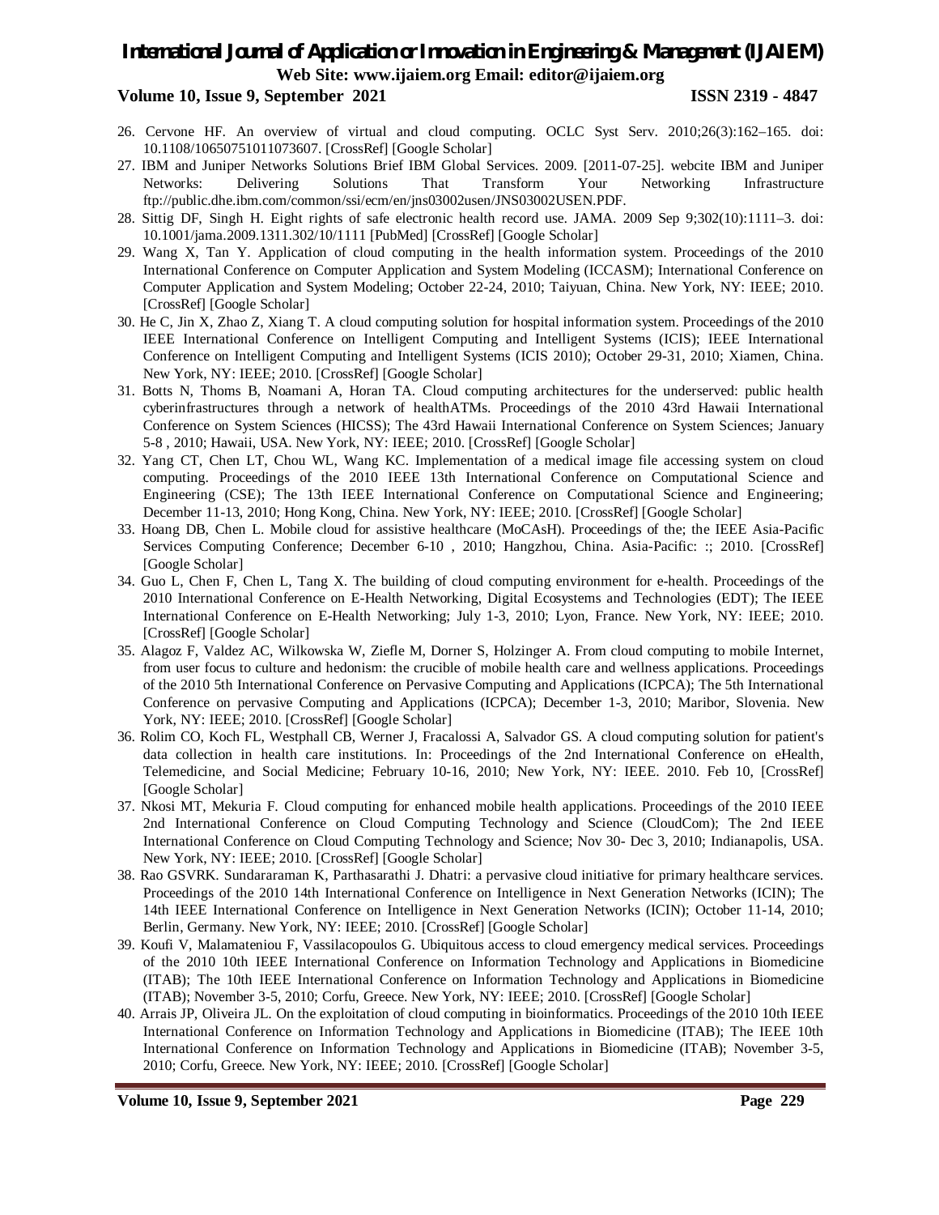26. Cervone HF. An overview of virtual and cloud computing. OCLC Syst Serv. 2010;26(3):162–165. doi: 10.1108/10650751011073607. [CrossRef] [Google Scholar]
27. IBM and Juniper Networks Solutions Brief IBM Global Services. 2009. [2011-07-25]. webcite IBM and Juniper Networks: Delivering Solutions That Transform Your Networking Infrastructure ftp://public.dhe.ibm.com/common/ssi/ecm/en/jns03002usen/JNS03002USEN.PDF.
28. Sittig DF, Singh H. Eight rights of safe electronic health record use. JAMA. 2009 Sep 9;302(10):1111–3. doi: 10.1001/jama.2009.1311.302/10/1111 [PubMed] [CrossRef] [Google Scholar]
29. Wang X, Tan Y. Application of cloud computing in the health information system. Proceedings of the 2010 International Conference on Computer Application and System Modeling (ICCASM); International Conference on Computer Application and System Modeling; October 22-24, 2010; Taiyuan, China. New York, NY: IEEE; 2010. [CrossRef] [Google Scholar]
30. He C, Jin X, Zhao Z, Xiang T. A cloud computing solution for hospital information system. Proceedings of the 2010 IEEE International Conference on Intelligent Computing and Intelligent Systems (ICIS); IEEE International Conference on Intelligent Computing and Intelligent Systems (ICIS 2010); October 29-31, 2010; Xiamen, China. New York, NY: IEEE; 2010. [CrossRef] [Google Scholar]
31. Botts N, Thoms B, Noamani A, Horan TA. Cloud computing architectures for the underserved: public health cyberinfrastructures through a network of healthATMs. Proceedings of the 2010 43rd Hawaii International Conference on System Sciences (HICSS); The 43rd Hawaii International Conference on System Sciences; January 5-8 , 2010; Hawaii, USA. New York, NY: IEEE; 2010. [CrossRef] [Google Scholar]
32. Yang CT, Chen LT, Chou WL, Wang KC. Implementation of a medical image file accessing system on cloud computing. Proceedings of the 2010 IEEE 13th International Conference on Computational Science and Engineering (CSE); The 13th IEEE International Conference on Computational Science and Engineering; December 11-13, 2010; Hong Kong, China. New York, NY: IEEE; 2010. [CrossRef] [Google Scholar]
33. Hoang DB, Chen L. Mobile cloud for assistive healthcare (MoCAsH). Proceedings of the; the IEEE Asia-Pacific Services Computing Conference; December 6-10 , 2010; Hangzhou, China. Asia-Pacific: :; 2010. [CrossRef] [Google Scholar]
34. Guo L, Chen F, Chen L, Tang X. The building of cloud computing environment for e-health. Proceedings of the 2010 International Conference on E-Health Networking, Digital Ecosystems and Technologies (EDT); The IEEE International Conference on E-Health Networking; July 1-3, 2010; Lyon, France. New York, NY: IEEE; 2010. [CrossRef] [Google Scholar]
35. Alagoz F, Valdez AC, Wilkowska W, Ziefle M, Dorner S, Holzinger A. From cloud computing to mobile Internet, from user focus to culture and hedonism: the crucible of mobile health care and wellness applications. Proceedings of the 2010 5th International Conference on Pervasive Computing and Applications (ICPCA); The 5th International Conference on pervasive Computing and Applications (ICPCA); December 1-3, 2010; Maribor, Slovenia. New York, NY: IEEE; 2010. [CrossRef] [Google Scholar]
36. Rolim CO, Koch FL, Westphall CB, Werner J, Fracalossi A, Salvador GS. A cloud computing solution for patient's data collection in health care institutions. In: Proceedings of the 2nd International Conference on eHealth, Telemedicine, and Social Medicine; February 10-16, 2010; New York, NY: IEEE. 2010. Feb 10, [CrossRef] [Google Scholar]
37. Nkosi MT, Mekuria F. Cloud computing for enhanced mobile health applications. Proceedings of the 2010 IEEE 2nd International Conference on Cloud Computing Technology and Science (CloudCom); The 2nd IEEE International Conference on Cloud Computing Technology and Science; Nov 30- Dec 3, 2010; Indianapolis, USA. New York, NY: IEEE; 2010. [CrossRef] [Google Scholar]
38. Rao GSVRK. Sundarararaman K, Parthasarathi J. Dhatri: a pervasive cloud initiative for primary healthcare services. Proceedings of the 2010 14th International Conference on Intelligence in Next Generation Networks (ICIN); The 14th IEEE International Conference on Intelligence in Next Generation Networks (ICIN); October 11-14, 2010; Berlin, Germany. New York, NY: IEEE; 2010. [CrossRef] [Google Scholar]
39. Koufi V, Malamateniou F, Vassilacopoulos G. Ubiquitous access to cloud emergency medical services. Proceedings of the 2010 10th IEEE International Conference on Information Technology and Applications in Biomedicine (ITAB); The 10th IEEE International Conference on Information Technology and Applications in Biomedicine (ITAB); November 3-5, 2010; Corfu, Greece. New York, NY: IEEE; 2010. [CrossRef] [Google Scholar]
40. Arrais JP, Oliveira JL. On the exploitation of cloud computing in bioinformatics. Proceedings of the 2010 10th IEEE International Conference on Information Technology and Applications in Biomedicine (ITAB); The IEEE 10th International Conference on Information Technology and Applications in Biomedicine (ITAB); November 3-5, 2010; Corfu, Greece. New York, NY: IEEE; 2010. [CrossRef] [Google Scholar]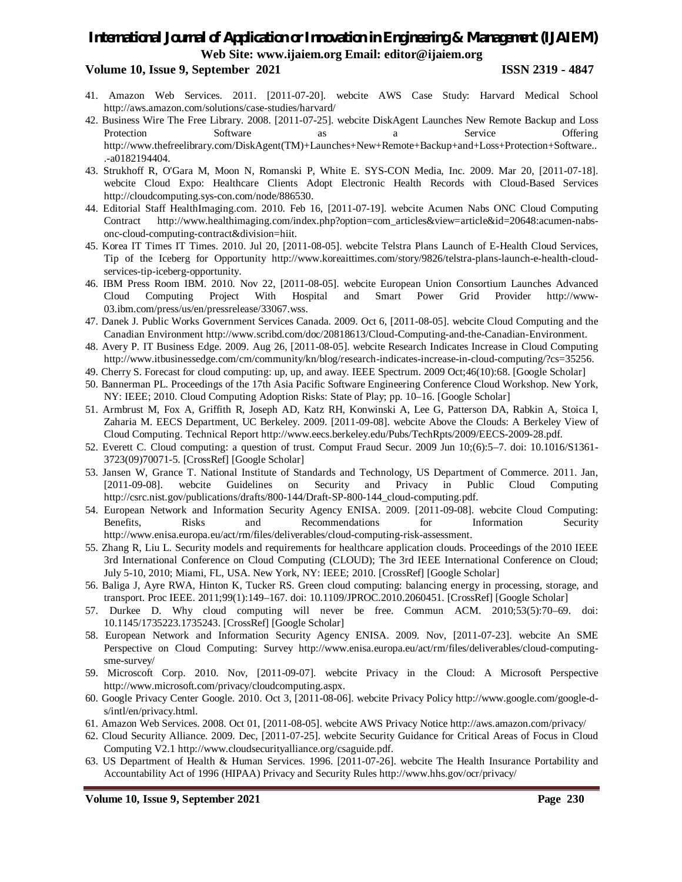41. Amazon Web Services. 2011. [2011-07-20]. webcite AWS Case Study: Harvard Medical School http://aws.amazon.com/solutions/case-studies/harvard/
42. Business Wire The Free Library. 2008. [2011-07-25]. webcite DiskAgent Launches New Remote Backup and Loss Protection Software as a Service Offering http://www.thefreelibrary.com/DiskAgent(TM)+Launches+New+Remote+Backup+and+Loss+Protection+Software...-a0182194404.
43. Strukhoff R, O'Gara M, Moon N, Romanski P, White E. SYS-CON Media, Inc. 2009. Mar 20, [2011-07-18]. webcite Cloud Expo: Healthcare Clients Adopt Electronic Health Records with Cloud-Based Services http://cloudcomputing.sys-con.com/node/886530.
44. Editorial Staff HealthImaging.com. 2010. Feb 16, [2011-07-19]. webcite Acumen Nabs ONC Cloud Computing Contract http://www.healthimaging.com/index.php?option=com_articles&view=article&id=20648:acumen-nabs-onc-cloud-computing-contract&division=hiit.
45. Korea IT Times IT Times. 2010. Jul 20, [2011-08-05]. webcite Telstra Plans Launch of E-Health Cloud Services, Tip of the Iceberg for Opportunity http://www.koreaittimes.com/story/9826/telstra-plans-launch-e-health-cloud-services-tip-iceberg-opportunity.
46. IBM Press Room IBM. 2010. Nov 22, [2011-08-05]. webcite European Union Consortium Launches Advanced Cloud Computing Project With Hospital and Smart Power Grid Provider http://www-03.ibm.com/press/us/en/pressrelease/33067.wss.
47. Danek J. Public Works Government Services Canada. 2009. Oct 6, [2011-08-05]. webcite Cloud Computing and the Canadian Environment http://www.scribd.com/doc/20818613/Cloud-Computing-and-the-Canadian-Environment.
48. Avery P. IT Business Edge. 2009. Aug 26, [2011-08-05]. webcite Research Indicates Increase in Cloud Computing http://www.itbusinessedge.com/cm/community/kn/blog/research-indicates-increase-in-cloud-computing/?cs=35256.
49. Cherry S. Forecast for cloud computing: up, up, and away. IEEE Spectrum. 2009 Oct;46(10):68. [Google Scholar]
50. Bannerman PL. Proceedings of the 17th Asia Pacific Software Engineering Conference Cloud Workshop. New York, NY: IEEE; 2010. Cloud Computing Adoption Risks: State of Play; pp. 10–16. [Google Scholar]
51. Armbrust M, Fox A, Griffith R, Joseph AD, Katz RH, Konwinski A, Lee G, Patterson DA, Rabkin A, Stoica I, Zaharia M. EECS Department, UC Berkeley. 2009. [2011-09-08]. webcite Above the Clouds: A Berkeley View of Cloud Computing. Technical Report http://www.eecs.berkeley.edu/Pubs/TechRpts/2009/EECS-2009-28.pdf.
52. Everett C. Cloud computing: a question of trust. Comput Fraud Secur. 2009 Jun 10;(6):5–7. doi: 10.1016/S1361-3723(09)70071-5. [CrossRef] [Google Scholar]
53. Jansen W, Grance T. National Institute of Standards and Technology, US Department of Commerce. 2011. Jan, [2011-09-08]. webcite Guidelines on Security and Privacy in Public Cloud Computing http://csrc.nist.gov/publications/drafts/800-144/Draft-SP-800-144_cloud-computing.pdf.
54. European Network and Information Security Agency ENISA. 2009. [2011-09-08]. webcite Cloud Computing: Benefits, Risks and Recommendations for Information Security http://www.enisa.europa.eu/act/rm/files/deliverables/cloud-computing-risk-assessment.
55. Zhang R, Liu L. Security models and requirements for healthcare application clouds. Proceedings of the 2010 IEEE 3rd International Conference on Cloud Computing (CLOUD); The 3rd IEEE International Conference on Cloud; July 5-10, 2010; Miami, FL, USA. New York, NY: IEEE; 2010. [CrossRef] [Google Scholar]
56. Baliga J, Ayre RWA, Hinton K, Tucker RS. Green cloud computing: balancing energy in processing, storage, and transport. Proc IEEE. 2011;99(1):149–167. doi: 10.1109/JPROC.2010.2060451. [CrossRef] [Google Scholar]
57. Durkee D. Why cloud computing will never be free. Commun ACM. 2010;53(5):70–69. doi: 10.1145/1735223.1735243. [CrossRef] [Google Scholar]
58. European Network and Information Security Agency ENISA. 2009. Nov, [2011-07-23]. webcite An SME Perspective on Cloud Computing: Survey http://www.enisa.europa.eu/act/rm/files/deliverables/cloud-computing-sme-survey/
59. Microscoft Corp. 2010. Nov, [2011-09-07]. webcite Privacy in the Cloud: A Microsoft Perspective http://www.microsoft.com/privacy/cloudcomputing.aspx.
60. Google Privacy Center Google. 2010. Oct 3, [2011-08-06]. webcite Privacy Policy http://www.google.com/google-d-s/intl/en/privacy.html.
61. Amazon Web Services. 2008. Oct 01, [2011-08-05]. webcite AWS Privacy Notice http://aws.amazon.com/privacy/
62. Cloud Security Alliance. 2009. Dec, [2011-07-25]. webcite Security Guidance for Critical Areas of Focus in Cloud Computing V2.1 http://www.cloudsecurityalliance.org/csaguide.pdf.
63. US Department of Health & Human Services. 1996. [2011-07-26]. webcite The Health Insurance Portability and Accountability Act of 1996 (HIPAA) Privacy and Security Rules http://www.hhs.gov/ocr/privacy/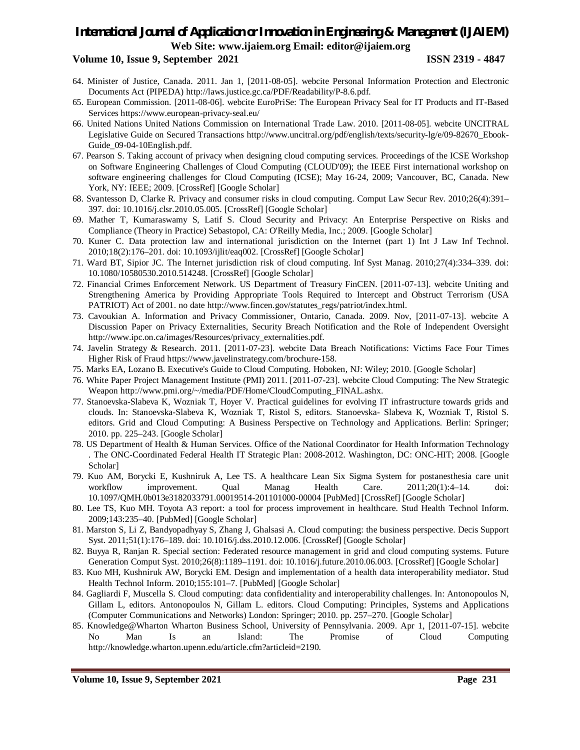64. Minister of Justice, Canada. 2011. Jan 1, [2011-08-05]. webcite Personal Information Protection and Electronic Documents Act (PIPEDA) http://laws.justice.gc.ca/PDF/Readability/P-8.6.pdf.
65. European Commission. [2011-08-06]. webcite EuroPriSe: The European Privacy Seal for IT Products and IT-Based Services https://www.european-privacy-seal.eu/
66. United Nations United Nations Commission on International Trade Law. 2010. [2011-08-05]. webcite UNCITRAL Legislative Guide on Secured Transactions http://www.uncitral.org/pdf/english/texts/security-lg/e/09-82670_Ebook-Guide_09-04-10English.pdf.
67. Pearson S. Taking account of privacy when designing cloud computing services. Proceedings of the ICSE Workshop on Software Engineering Challenges of Cloud Computing (CLOUD'09); the IEEE First international workshop on software engineering challenges for Cloud Computing (ICSE); May 16-24, 2009; Vancouver, BC, Canada. New York, NY: IEEE; 2009. [CrossRef] [Google Scholar]
68. Svantesson D, Clarke R. Privacy and consumer risks in cloud computing. Comput Law Secur Rev. 2010;26(4):391–397. doi: 10.1016/j.clsr.2010.05.005. [CrossRef] [Google Scholar]
69. Mather T, Kumaraswamy S, Latif S. Cloud Security and Privacy: An Enterprise Perspective on Risks and Compliance (Theory in Practice) Sebastopol, CA: O'Reilly Media, Inc.; 2009. [Google Scholar]
70. Kuner C. Data protection law and international jurisdiction on the Internet (part 1) Int J Law Inf Technol. 2010;18(2):176–201. doi: 10.1093/ijlit/eaq002. [CrossRef] [Google Scholar]
71. Ward BT, Sipior JC. The Internet jurisdiction risk of cloud computing. Inf Syst Manag. 2010;27(4):334–339. doi: 10.1080/10580530.2010.514248. [CrossRef] [Google Scholar]
72. Financial Crimes Enforcement Network. US Department of Treasury FinCEN. [2011-07-13]. webcite Uniting and Strengthening America by Providing Appropriate Tools Required to Intercept and Obstruct Terrorism (USA PATRIOT) Act of 2001. no date http://www.fincen.gov/statutes_regs/patriot/index.html.
73. Cavoukian A. Information and Privacy Commissioner, Ontario, Canada. 2009. Nov, [2011-07-13]. webcite A Discussion Paper on Privacy Externalities, Security Breach Notification and the Role of Independent Oversight http://www.ipc.on.ca/images/Resources/privacy_externalities.pdf.
74. Javelin Strategy & Research. 2011. [2011-07-23]. webcite Data Breach Notifications: Victims Face Four Times Higher Risk of Fraud https://www.javelinstrategy.com/brochure-158.
75. Marks EA, Lozano B. Executive's Guide to Cloud Computing. Hoboken, NJ: Wiley; 2010. [Google Scholar]
76. White Paper Project Management Institute (PMI) 2011. [2011-07-23]. webcite Cloud Computing: The New Strategic Weapon http://www.pmi.org/~/media/PDF/Home/CloudComputing_FINAL.ashx.
77. Stanoevska-Slabeva K, Wozniak T, Hoyer V. Practical guidelines for evolving IT infrastructure towards grids and clouds. In: Stanoevska-Slabeva K, Wozniak T, Ristol S, editors. Stanoevska- Slabeva K, Wozniak T, Ristol S. editors. Grid and Cloud Computing: A Business Perspective on Technology and Applications. Berlin: Springer; 2010. pp. 225–243. [Google Scholar]
78. US Department of Health & Human Services. Office of the National Coordinator for Health Information Technology . The ONC-Coordinated Federal Health IT Strategic Plan: 2008-2012. Washington, DC: ONC-HIT; 2008. [Google Scholar]
79. Kuo AM, Borycki E, Kushniruk A, Lee TS. A healthcare Lean Six Sigma System for postanesthesia care unit workflow improvement. Qual Manag Health Care. 2011;20(1):4–14. doi: 10.1097/QMH.0b013e3182033791.00019514-201101000-00004 [PubMed] [CrossRef] [Google Scholar]
80. Lee TS, Kuo MH. Toyota A3 report: a tool for process improvement in healthcare. Stud Health Technol Inform. 2009;143:235–40. [PubMed] [Google Scholar]
81. Marston S, Li Z, Bandyopadhyay S, Zhang J, Ghalsasi A. Cloud computing: the business perspective. Decis Support Syst. 2011;51(1):176–189. doi: 10.1016/j.dss.2010.12.006. [CrossRef] [Google Scholar]
82. Buyya R, Ranjan R. Special section: Federated resource management in grid and cloud computing systems. Future Generation Comput Syst. 2010;26(8):1189–1191. doi: 10.1016/j.future.2010.06.003. [CrossRef] [Google Scholar]
83. Kuo MH, Kushniruk AW, Borycki EM. Design and implementation of a health data interoperability mediator. Stud Health Technol Inform. 2010;155:101–7. [PubMed] [Google Scholar]
84. Gagliardi F, Muscella S. Cloud computing: data confidentiality and interoperability challenges. In: Antonopoulos N, Gillam L, editors. Antonopoulos N, Gillam L. editors. Cloud Computing: Principles, Systems and Applications (Computer Communications and Networks) London: Springer; 2010. pp. 257–270. [Google Scholar]
85. Knowledge@Wharton Wharton Business School, University of Pennsylvania. 2009. Apr 1, [2011-07-15]. webcite No Man Is an Island: The Promise of Cloud Computing http://knowledge.wharton.upenn.edu/article.cfm?articleid=2190.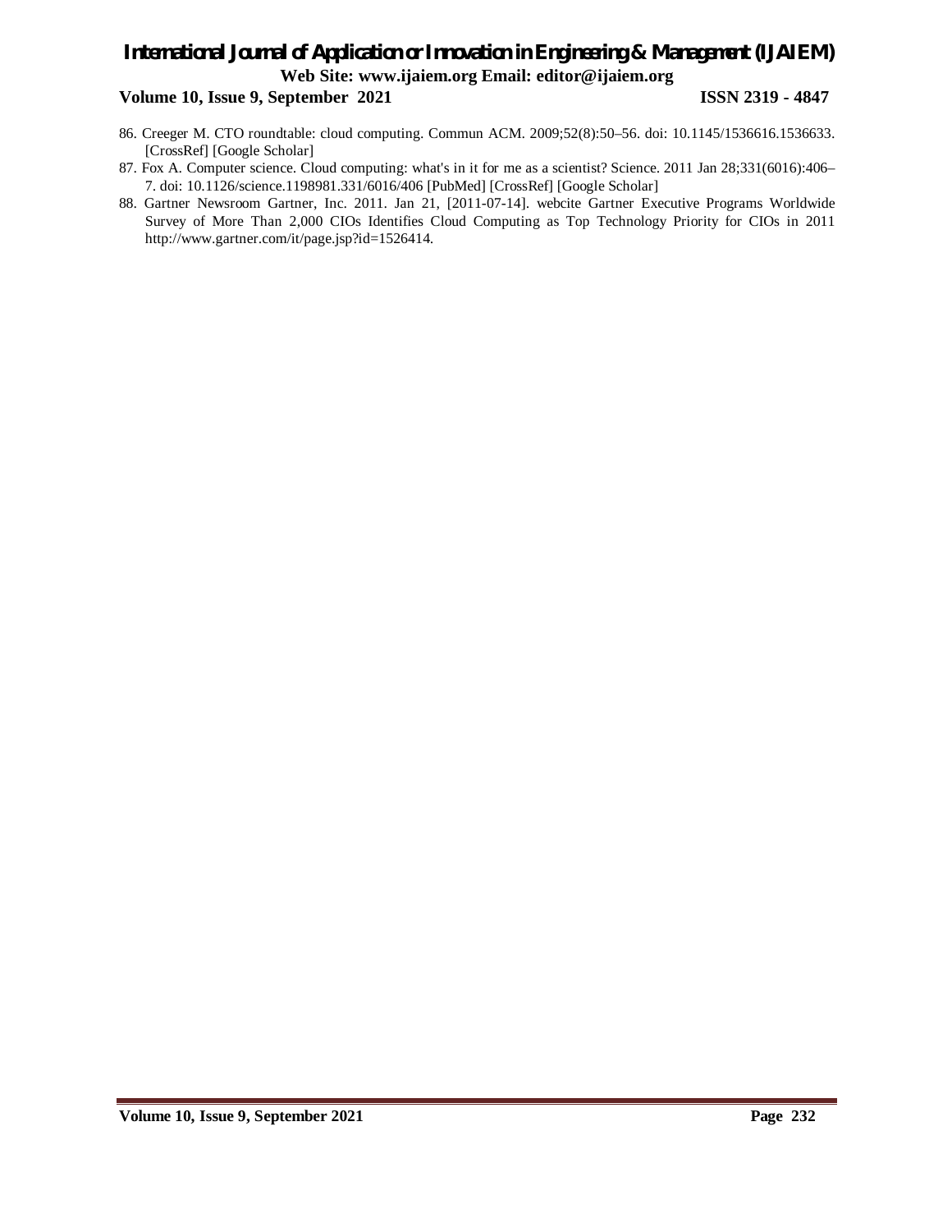86. Creeger M. CTO roundtable: cloud computing. Commun ACM. 2009;52(8):50–56. doi: 10.1145/1536616.1536633. [CrossRef] [Google Scholar]
87. Fox A. Computer science. Cloud computing: what's in it for me as a scientist? Science. 2011 Jan 28;331(6016):406–7. doi: 10.1126/science.1198981.331/6016/406 [PubMed] [CrossRef] [Google Scholar]
88. Gartner Newsroom Gartner, Inc. 2011. Jan 21, [2011-07-14]. webcite Gartner Executive Programs Worldwide Survey of More Than 2,000 CIOs Identifies Cloud Computing as Top Technology Priority for CIOs in 2011 http://www.gartner.com/it/page.jsp?id=1526414.